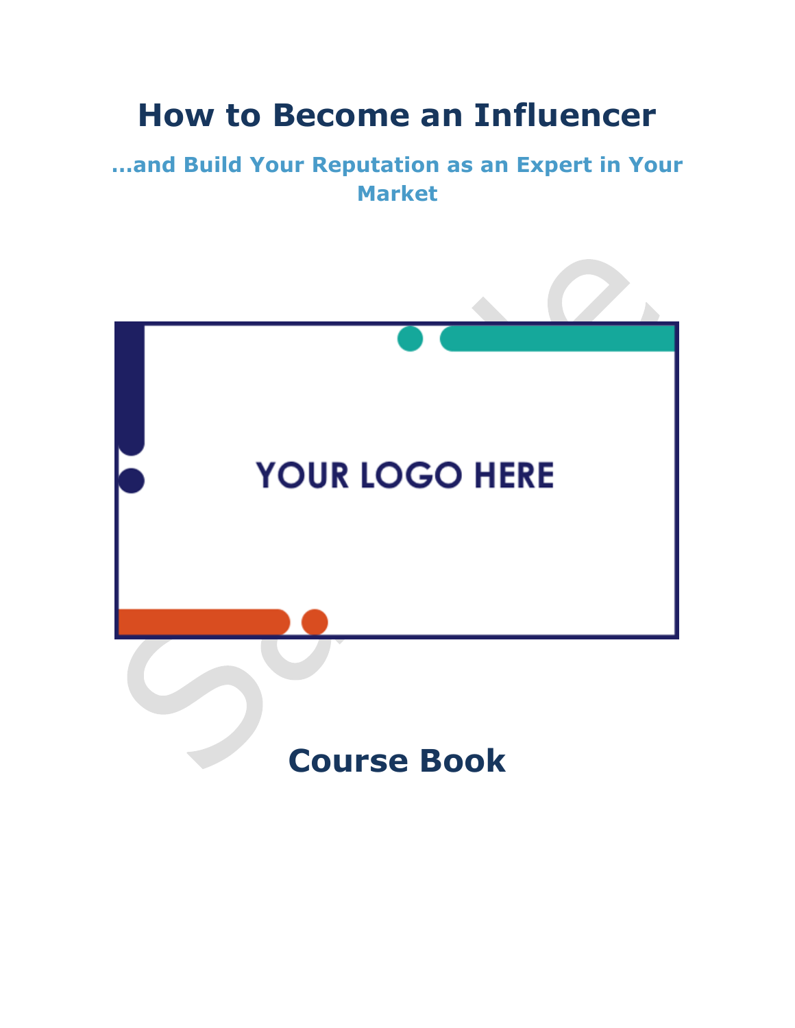# How to Become an Influencer

## ...and Build Your Reputation as an Expert in Your Market

YOUR LOGO HERE

# Course Book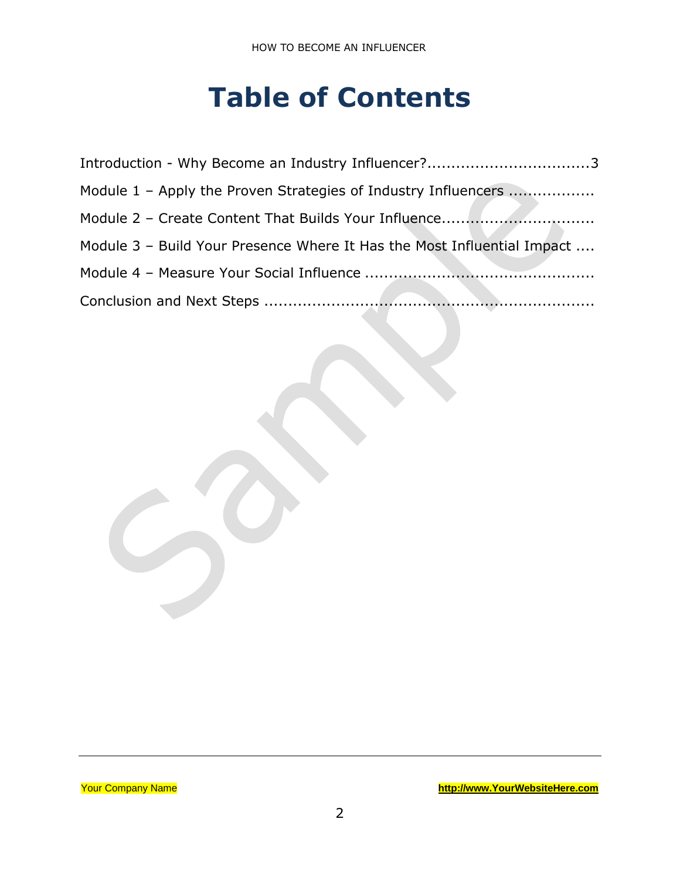# Table of Contents

Introduction - Why Become an Industry Influencer?..................................3

Module 1 – Apply the Proven Strategies of Industry Influencers .................

Module 2 – Create Content That Builds Your Influence...............................

Module 3 – Build Your Presence Where It Has the Most Influential Impact ....

Module 4 – Measure Your Social Influence ...............................................

Conclusion and Next Steps ....................................................................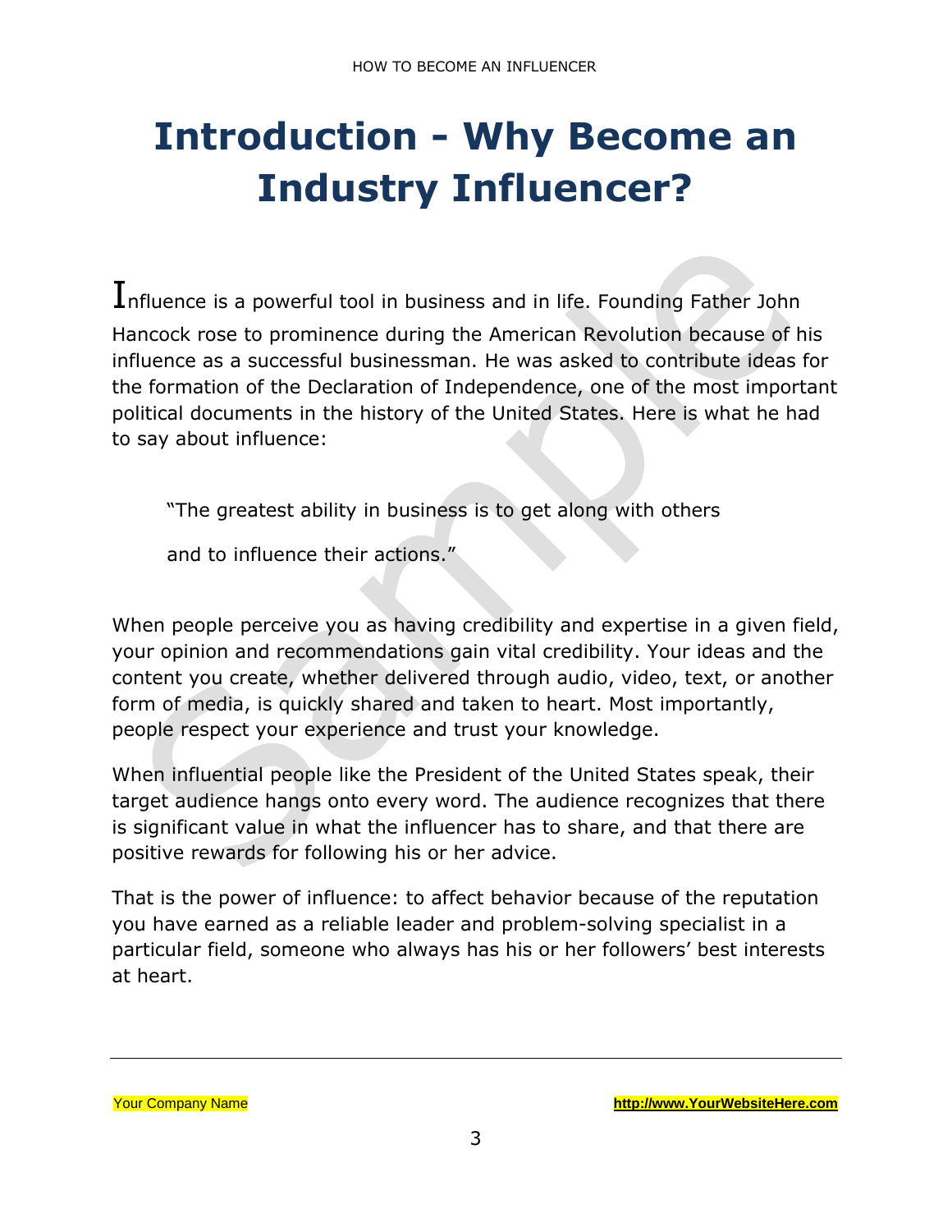# Introduction - Why Become an Industry Influencer?

Influence is a powerful tool in business and in life. Founding Father John Hancock rose to prominence during the American Revolution because of his influence as a successful businessman. He was asked to contribute ideas for the formation of the Declaration of Independence, one of the most important political documents in the history of the United States. Here is what he had to say about influence:

> "The greatest ability in business is to get along with others and to influence their actions."

When people perceive you as having credibility and expertise in a given field, your opinion and recommendations gain vital credibility. Your ideas and the content you create, whether delivered through audio, video, text, or another form of media, is quickly shared and taken to heart. Most importantly, people respect your experience and trust your knowledge.

When influential people like the President of the United States speak, their target audience hangs onto every word. The audience recognizes that there is significant value in what the influencer has to share, and that there are positive rewards for following his or her advice.

That is the power of influence: to affect behavior because of the reputation you have earned as a reliable leader and problem-solving specialist in a particular field, someone who always has his or her followers' best interests at heart.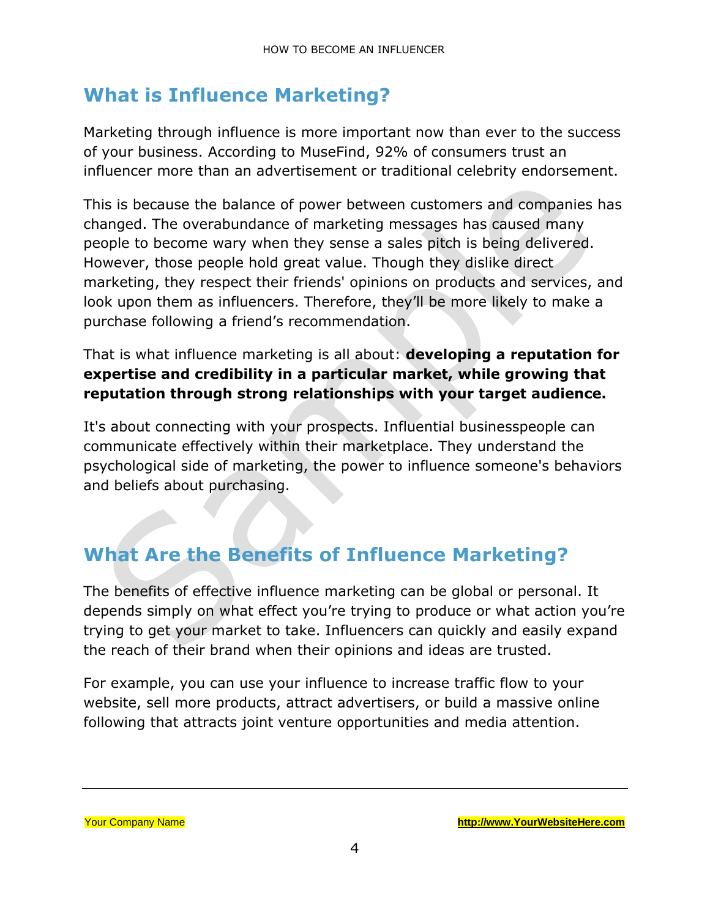## What is Influence Marketing?

Marketing through influence is more important now than ever to the success of your business. According to MuseFind, 92% of consumers trust an influencer more than an advertisement or traditional celebrity endorsement.

This is because the balance of power between customers and companies has changed. The overabundance of marketing messages has caused many people to become wary when they sense a sales pitch is being delivered. However, those people hold great value. Though they dislike direct marketing, they respect their friends' opinions on products and services, and look upon them as influencers. Therefore, they'll be more likely to make a purchase following a friend's recommendation.

That is what influence marketing is all about: **developing a reputation for expertise and credibility in a particular market, while growing that reputation through strong relationships with your target audience.**

It's about connecting with your prospects. Influential businesspeople can communicate effectively within their marketplace. They understand the psychological side of marketing, the power to influence someone's behaviors and beliefs about purchasing.

## What Are the Benefits of Influence Marketing?

The benefits of effective influence marketing can be global or personal. It depends simply on what effect you're trying to produce or what action you're trying to get your market to take. Influencers can quickly and easily expand the reach of their brand when their opinions and ideas are trusted.

For example, you can use your influence to increase traffic flow to your website, sell more products, attract advertisers, or build a massive online following that attracts joint venture opportunities and media attention.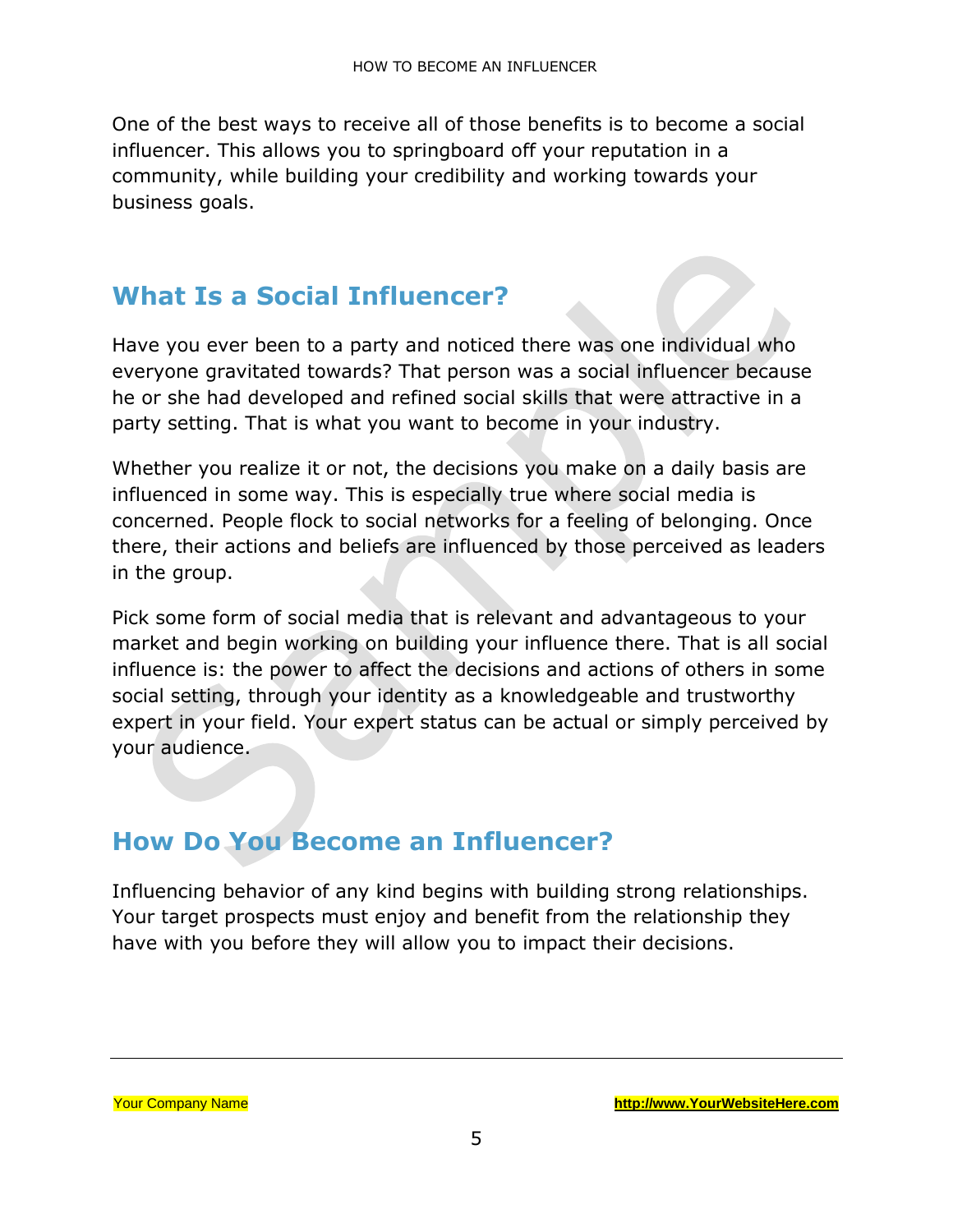One of the best ways to receive all of those benefits is to become a social influencer. This allows you to springboard off your reputation in a community, while building your credibility and working towards your business goals.

## What Is a Social Influencer?

Have you ever been to a party and noticed there was one individual who everyone gravitated towards? That person was a social influencer because he or she had developed and refined social skills that were attractive in a party setting. That is what you want to become in your industry.

Whether you realize it or not, the decisions you make on a daily basis are influenced in some way. This is especially true where social media is concerned. People flock to social networks for a feeling of belonging. Once there, their actions and beliefs are influenced by those perceived as leaders in the group.

Pick some form of social media that is relevant and advantageous to your market and begin working on building your influence there. That is all social influence is: the power to affect the decisions and actions of others in some social setting, through your identity as a knowledgeable and trustworthy expert in your field. Your expert status can be actual or simply perceived by your audience.

## How Do You Become an Influencer?

Influencing behavior of any kind begins with building strong relationships. Your target prospects must enjoy and benefit from the relationship they have with you before they will allow you to impact their decisions.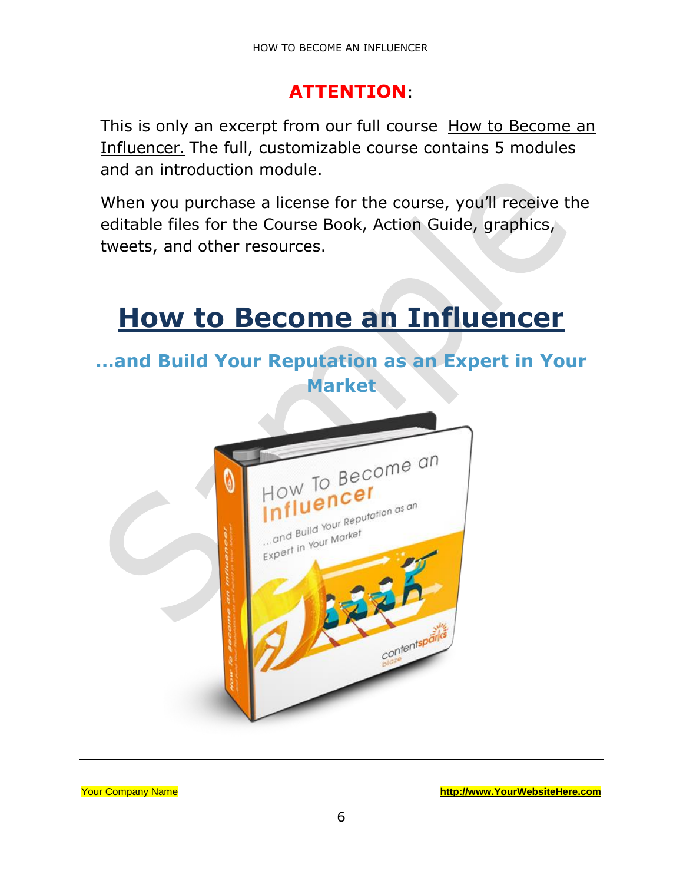**ATTENTION**:

This is only an excerpt from our full course How to Become an Influencer. The full, customizable course contains 5 modules and an introduction module.

When you purchase a license for the course, you'll receive the editable files for the Course Book, Action Guide, graphics, tweets, and other resources.

# How to Become an Influencer

## ...and Build Your Reputation as an Expert in Your Market